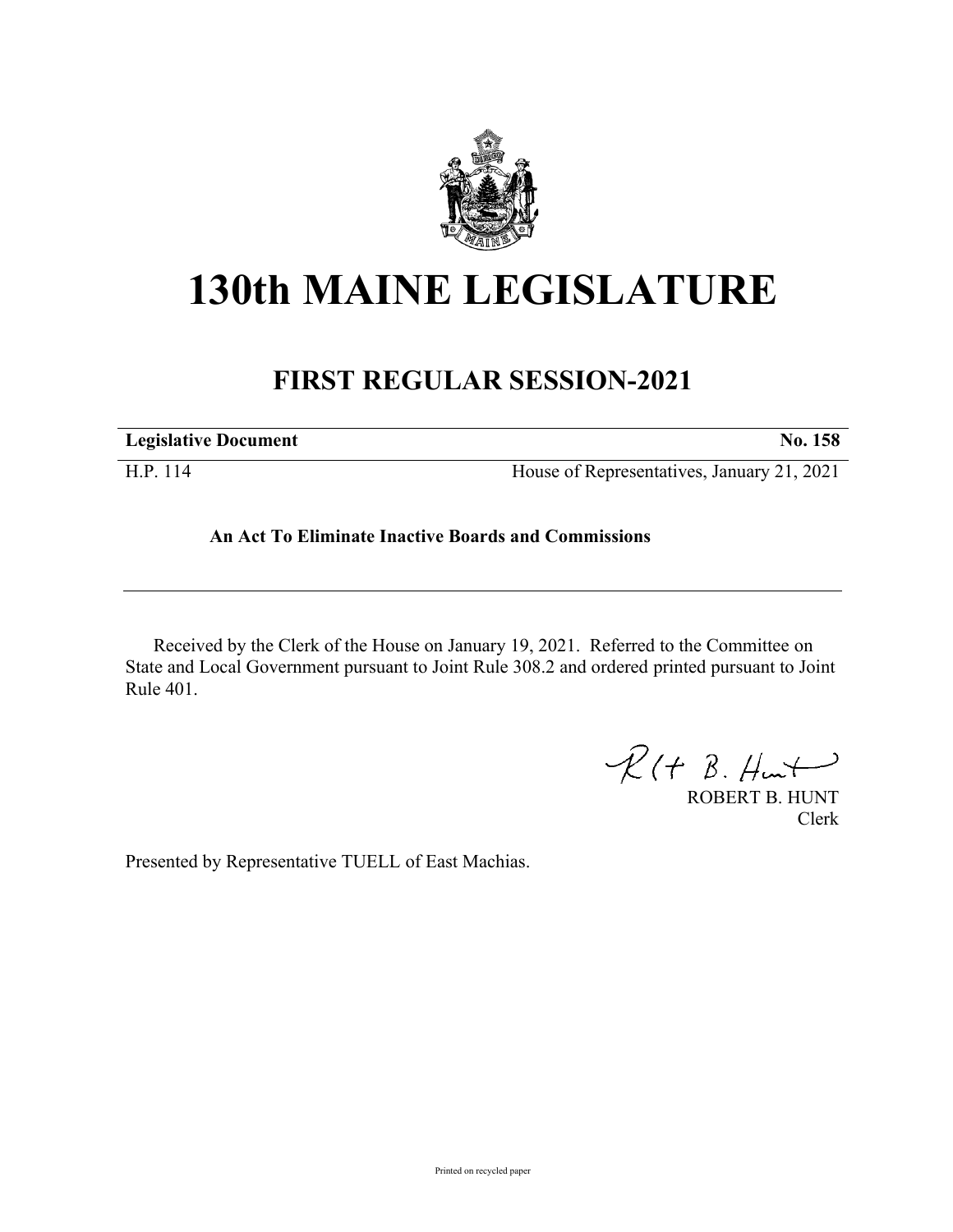# 130th MAINE LEGISLATURE

## FIRST REGULAR SESSION-2021

| **Legislative Document** | **No. 158** |
| --- | --- |
| H.P. 114 | House of Representatives, January 21, 2021 |

**An Act To Eliminate Inactive Boards and Commissions**

Received by the Clerk of the House on January 19, 2021. Referred to the Committee on State and Local Government pursuant to Joint Rule 308.2 and ordered printed pursuant to Joint Rule 401.

ROBERT B. HUNT
Clerk

Presented by Representative TUELL of East Machias.

Printed on recycled paper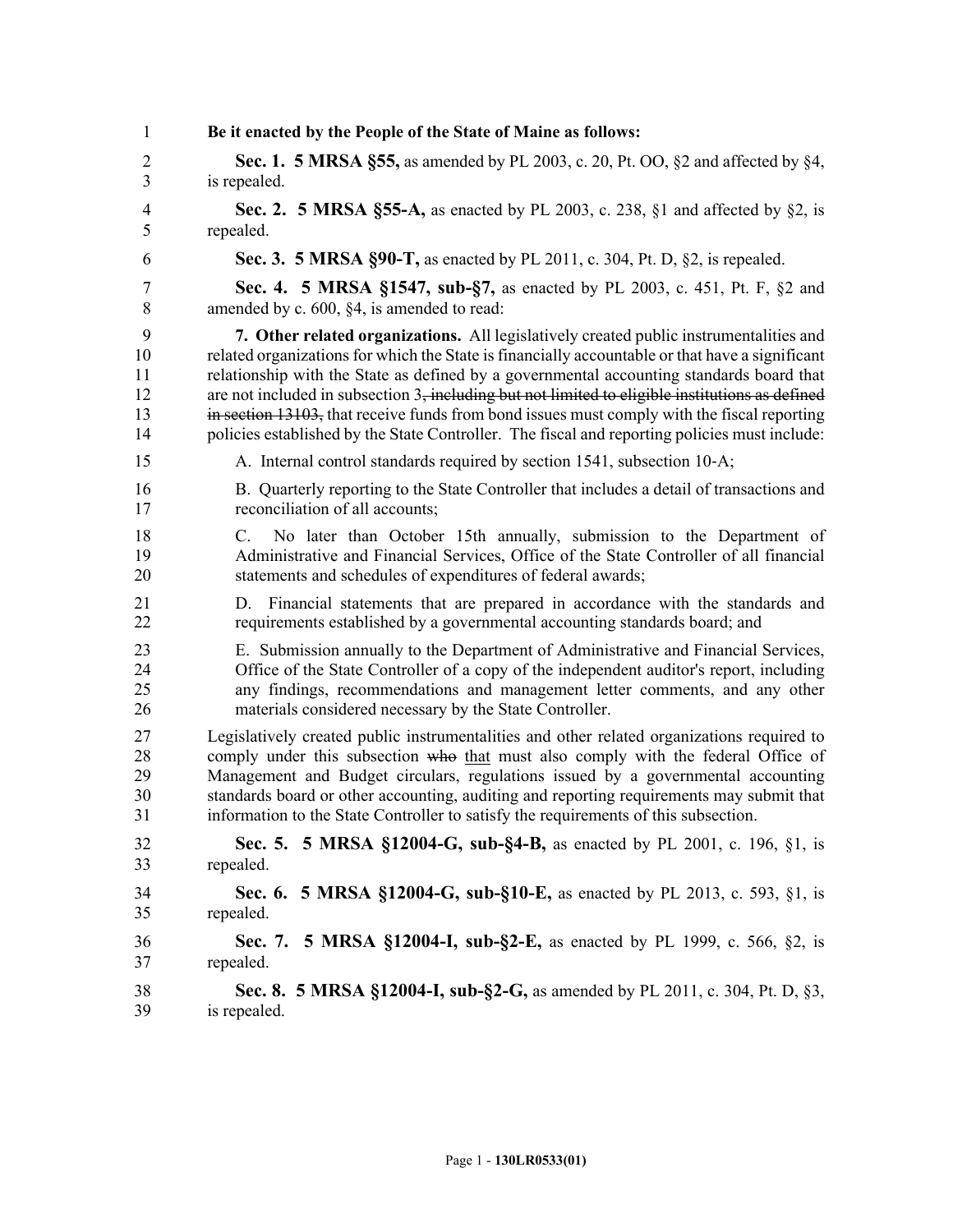**Be it enacted by the People of the State of Maine as follows:**

**Sec. 1. 5 MRSA §55,** as amended by PL 2003, c. 20, Pt. OO, §2 and affected by §4, is repealed.

**Sec. 2. 5 MRSA §55-A,** as enacted by PL 2003, c. 238, §1 and affected by §2, is repealed.

**Sec. 3. 5 MRSA §90-T,** as enacted by PL 2011, c. 304, Pt. D, §2, is repealed.

**Sec. 4. 5 MRSA §1547, sub-§7,** as enacted by PL 2003, c. 451, Pt. F, §2 and amended by c. 600, §4, is amended to read:

**7. Other related organizations.** All legislatively created public instrumentalities and related organizations for which the State is financially accountable or that have a significant relationship with the State as defined by a governmental accounting standards board that are not included in subsection 3~~, including but not limited to eligible institutions as defined in section 13103,~~ that receive funds from bond issues must comply with the fiscal reporting policies established by the State Controller. The fiscal and reporting policies must include:

A. Internal control standards required by section 1541, subsection 10-A;

B. Quarterly reporting to the State Controller that includes a detail of transactions and reconciliation of all accounts;

C. No later than October 15th annually, submission to the Department of Administrative and Financial Services, Office of the State Controller of all financial statements and schedules of expenditures of federal awards;

D. Financial statements that are prepared in accordance with the standards and requirements established by a governmental accounting standards board; and

E. Submission annually to the Department of Administrative and Financial Services, Office of the State Controller of a copy of the independent auditor's report, including any findings, recommendations and management letter comments, and any other materials considered necessary by the State Controller.

Legislatively created public instrumentalities and other related organizations required to comply under this subsection ~~who~~ <u>that</u> must also comply with the federal Office of Management and Budget circulars, regulations issued by a governmental accounting standards board or other accounting, auditing and reporting requirements may submit that information to the State Controller to satisfy the requirements of this subsection.

**Sec. 5. 5 MRSA §12004-G, sub-§4-B,** as enacted by PL 2001, c. 196, §1, is repealed.

**Sec. 6. 5 MRSA §12004-G, sub-§10-E,** as enacted by PL 2013, c. 593, §1, is repealed.

**Sec. 7. 5 MRSA §12004-I, sub-§2-E,** as enacted by PL 1999, c. 566, §2, is repealed.

**Sec. 8. 5 MRSA §12004-I, sub-§2-G,** as amended by PL 2011, c. 304, Pt. D, §3, is repealed.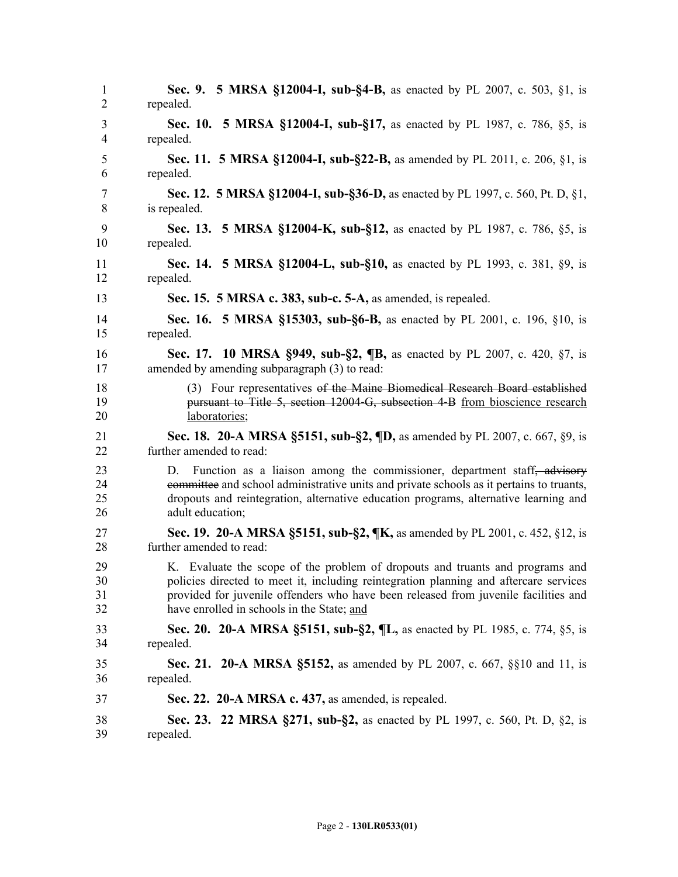**Sec. 9. 5 MRSA §12004-I, sub-§4-B,** as enacted by PL 2007, c. 503, §1, is repealed.

**Sec. 10. 5 MRSA §12004-I, sub-§17,** as enacted by PL 1987, c. 786, §5, is repealed.

**Sec. 11. 5 MRSA §12004-I, sub-§22-B,** as amended by PL 2011, c. 206, §1, is repealed.

**Sec. 12. 5 MRSA §12004-I, sub-§36-D,** as enacted by PL 1997, c. 560, Pt. D, §1, is repealed.

**Sec. 13. 5 MRSA §12004-K, sub-§12,** as enacted by PL 1987, c. 786, §5, is repealed.

**Sec. 14. 5 MRSA §12004-L, sub-§10,** as enacted by PL 1993, c. 381, §9, is repealed.

**Sec. 15. 5 MRSA c. 383, sub-c. 5-A,** as amended, is repealed.

**Sec. 16. 5 MRSA §15303, sub-§6-B,** as enacted by PL 2001, c. 196, §10, is repealed.

**Sec. 17. 10 MRSA §949, sub-§2, ¶B,** as enacted by PL 2007, c. 420, §7, is amended by amending subparagraph (3) to read:

(3) Four representatives ~~of the Maine Biomedical Research Board established pursuant to Title 5, section 12004-G, subsection 4-B~~ from bioscience research laboratories;

**Sec. 18. 20-A MRSA §5151, sub-§2, ¶D,** as amended by PL 2007, c. 667, §9, is further amended to read:

D. Function as a liaison among the commissioner, department staff~~, advisory committee~~ and school administrative units and private schools as it pertains to truants, dropouts and reintegration, alternative education programs, alternative learning and adult education;

**Sec. 19. 20-A MRSA §5151, sub-§2, ¶K,** as amended by PL 2001, c. 452, §12, is further amended to read:

K. Evaluate the scope of the problem of dropouts and truants and programs and policies directed to meet it, including reintegration planning and aftercare services provided for juvenile offenders who have been released from juvenile facilities and have enrolled in schools in the State; and

**Sec. 20. 20-A MRSA §5151, sub-§2, ¶L,** as enacted by PL 1985, c. 774, §5, is repealed.

**Sec. 21. 20-A MRSA §5152,** as amended by PL 2007, c. 667, §§10 and 11, is repealed.

**Sec. 22. 20-A MRSA c. 437,** as amended, is repealed.

**Sec. 23. 22 MRSA §271, sub-§2,** as enacted by PL 1997, c. 560, Pt. D, §2, is repealed.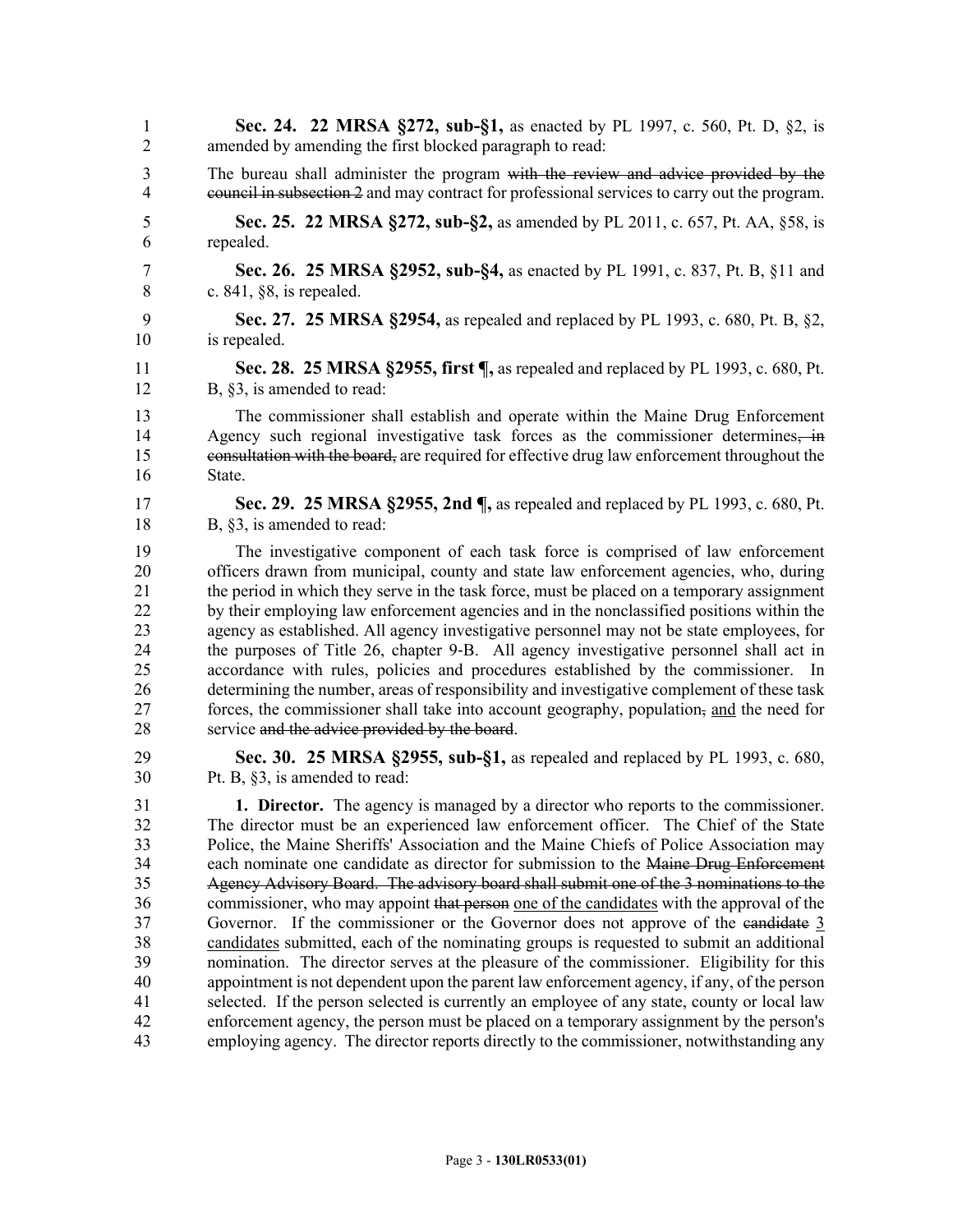**Sec. 24. 22 MRSA §272, sub-§1,** as enacted by PL 1997, c. 560, Pt. D, §2, is amended by amending the first blocked paragraph to read:

The bureau shall administer the program ~~with the review and advice provided by the council in subsection 2~~ and may contract for professional services to carry out the program.

**Sec. 25. 22 MRSA §272, sub-§2,** as amended by PL 2011, c. 657, Pt. AA, §58, is repealed.

**Sec. 26. 25 MRSA §2952, sub-§4,** as enacted by PL 1991, c. 837, Pt. B, §11 and c. 841, §8, is repealed.

**Sec. 27. 25 MRSA §2954,** as repealed and replaced by PL 1993, c. 680, Pt. B, §2, is repealed.

**Sec. 28. 25 MRSA §2955, first ¶,** as repealed and replaced by PL 1993, c. 680, Pt. B, §3, is amended to read:

The commissioner shall establish and operate within the Maine Drug Enforcement Agency such regional investigative task forces as the commissioner determines~~, in consultation with the board,~~ are required for effective drug law enforcement throughout the State.

**Sec. 29. 25 MRSA §2955, 2nd ¶,** as repealed and replaced by PL 1993, c. 680, Pt. B, §3, is amended to read:

The investigative component of each task force is comprised of law enforcement officers drawn from municipal, county and state law enforcement agencies, who, during the period in which they serve in the task force, must be placed on a temporary assignment by their employing law enforcement agencies and in the nonclassified positions within the agency as established. All agency investigative personnel may not be state employees, for the purposes of Title 26, chapter 9-B. All agency investigative personnel shall act in accordance with rules, policies and procedures established by the commissioner. In determining the number, areas of responsibility and investigative complement of these task forces, the commissioner shall take into account geography, population~~,~~ <u>and</u> the need for service ~~and the advice provided by the board~~.

**Sec. 30. 25 MRSA §2955, sub-§1,** as repealed and replaced by PL 1993, c. 680, Pt. B, §3, is amended to read:

**1. Director.** The agency is managed by a director who reports to the commissioner. The director must be an experienced law enforcement officer. The Chief of the State Police, the Maine Sheriffs' Association and the Maine Chiefs of Police Association may each nominate one candidate as director for submission to the ~~Maine Drug Enforcement Agency Advisory Board. The advisory board shall submit one of the 3 nominations to the~~ commissioner, who may appoint ~~that person~~ <u>one of the candidates</u> with the approval of the Governor. If the commissioner or the Governor does not approve of the ~~candidate~~ <u>3 candidates</u> submitted, each of the nominating groups is requested to submit an additional nomination. The director serves at the pleasure of the commissioner. Eligibility for this appointment is not dependent upon the parent law enforcement agency, if any, of the person selected. If the person selected is currently an employee of any state, county or local law enforcement agency, the person must be placed on a temporary assignment by the person's employing agency. The director reports directly to the commissioner, notwithstanding any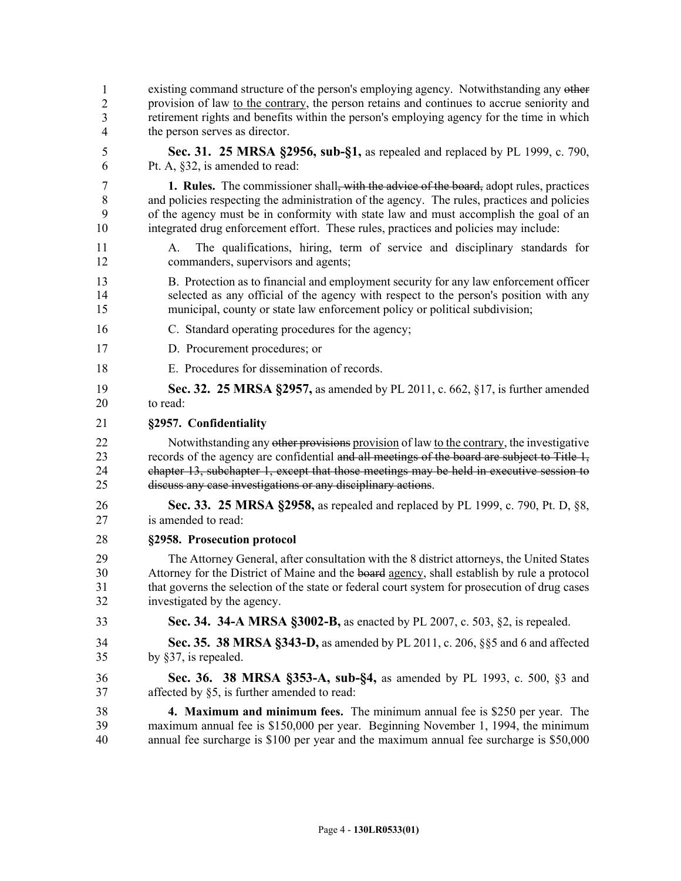existing command structure of the person's employing agency. Notwithstanding any ~~other~~ provision of law <u>to the contrary</u>, the person retains and continues to accrue seniority and retirement rights and benefits within the person's employing agency for the time in which the person serves as director.

**Sec. 31. 25 MRSA §2956, sub-§1,** as repealed and replaced by PL 1999, c. 790, Pt. A, §32, is amended to read:

**1. Rules.** The commissioner shall~~, with the advice of the board,~~ adopt rules, practices and policies respecting the administration of the agency. The rules, practices and policies of the agency must be in conformity with state law and must accomplish the goal of an integrated drug enforcement effort. These rules, practices and policies may include:

A. The qualifications, hiring, term of service and disciplinary standards for commanders, supervisors and agents;

B. Protection as to financial and employment security for any law enforcement officer selected as any official of the agency with respect to the person's position with any municipal, county or state law enforcement policy or political subdivision;

C. Standard operating procedures for the agency;

D. Procurement procedures; or

E. Procedures for dissemination of records.

**Sec. 32. 25 MRSA §2957,** as amended by PL 2011, c. 662, §17, is further amended to read:

**§2957. Confidentiality**

Notwithstanding any ~~other provisions~~ <u>provision</u> of law <u>to the contrary</u>, the investigative records of the agency are confidential ~~and all meetings of the board are subject to Title 1, chapter 13, subchapter 1, except that those meetings may be held in executive session to discuss any case investigations or any disciplinary actions~~.

**Sec. 33. 25 MRSA §2958,** as repealed and replaced by PL 1999, c. 790, Pt. D, §8, is amended to read:

**§2958. Prosecution protocol**

The Attorney General, after consultation with the 8 district attorneys, the United States Attorney for the District of Maine and the ~~board~~ <u>agency</u>, shall establish by rule a protocol that governs the selection of the state or federal court system for prosecution of drug cases investigated by the agency.

**Sec. 34. 34-A MRSA §3002-B,** as enacted by PL 2007, c. 503, §2, is repealed.

**Sec. 35. 38 MRSA §343-D,** as amended by PL 2011, c. 206, §§5 and 6 and affected by §37, is repealed.

**Sec. 36. 38 MRSA §353-A, sub-§4,** as amended by PL 1993, c. 500, §3 and affected by §5, is further amended to read:

**4. Maximum and minimum fees.** The minimum annual fee is $250 per year. The maximum annual fee is $150,000 per year. Beginning November 1, 1994, the minimum annual fee surcharge is $100 per year and the maximum annual fee surcharge is $50,000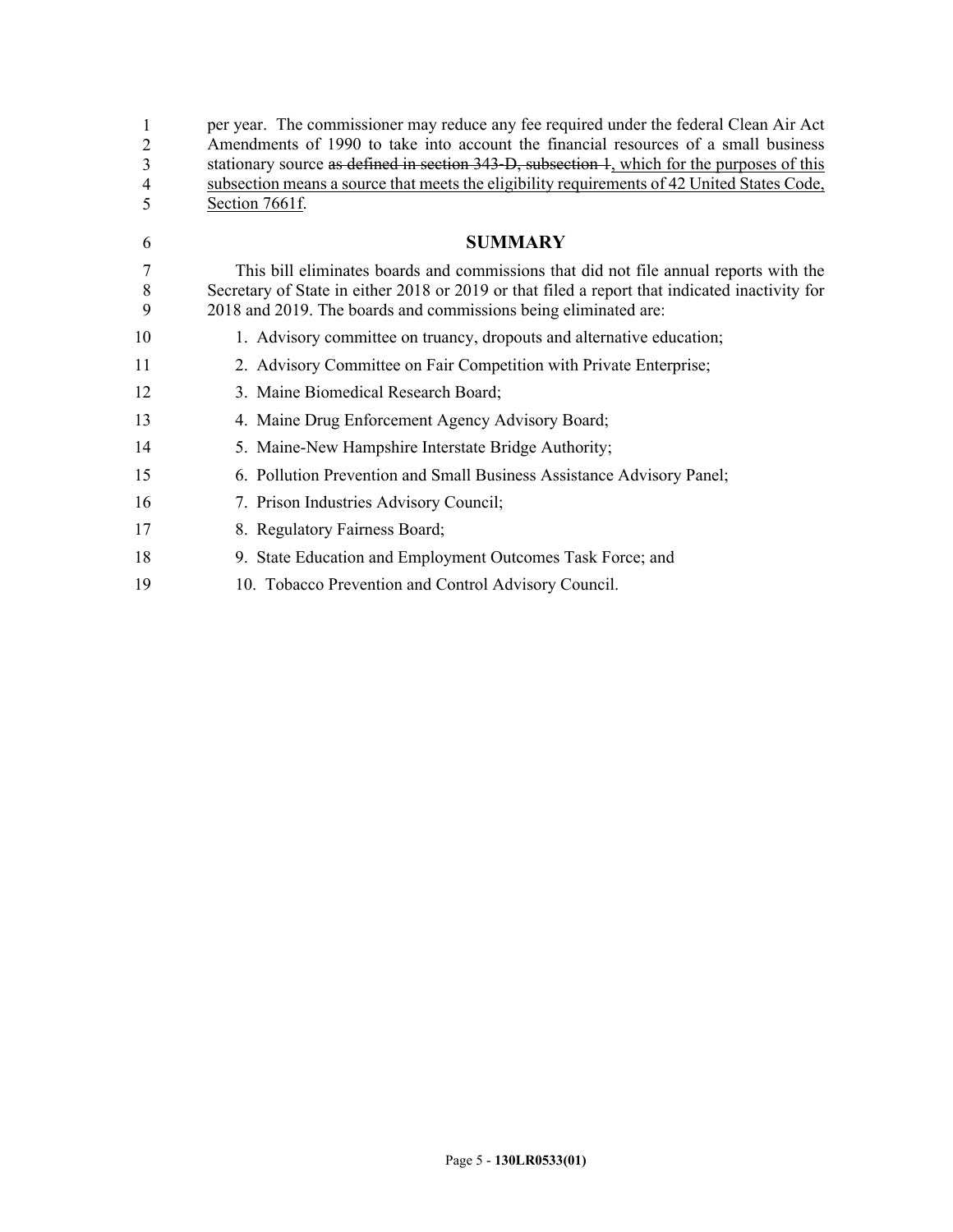per year. The commissioner may reduce any fee required under the federal Clean Air Act Amendments of 1990 to take into account the financial resources of a small business stationary source ~~as defined in section 343-D, subsection 1~~, which for the purposes of this subsection means a source that meets the eligibility requirements of 42 United States Code, Section 7661f.

## SUMMARY

This bill eliminates boards and commissions that did not file annual reports with the Secretary of State in either 2018 or 2019 or that filed a report that indicated inactivity for 2018 and 2019. The boards and commissions being eliminated are:

1. Advisory committee on truancy, dropouts and alternative education;
2. Advisory Committee on Fair Competition with Private Enterprise;
3. Maine Biomedical Research Board;
4. Maine Drug Enforcement Agency Advisory Board;
5. Maine-New Hampshire Interstate Bridge Authority;
6. Pollution Prevention and Small Business Assistance Advisory Panel;
7. Prison Industries Advisory Council;
8. Regulatory Fairness Board;
9. State Education and Employment Outcomes Task Force; and
10. Tobacco Prevention and Control Advisory Council.